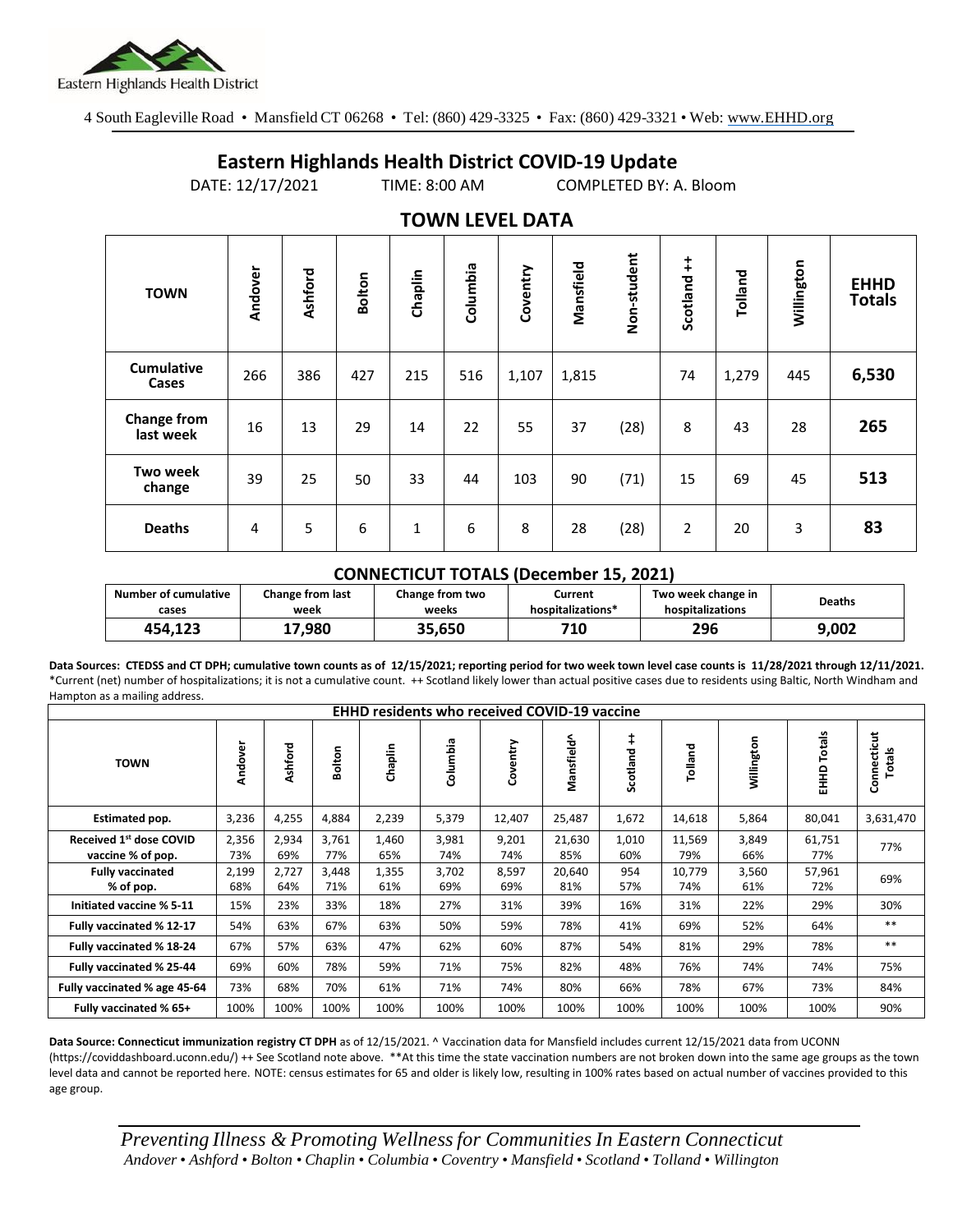Eastern Highlands Health District

4 South Eagleville Road • Mansfield CT 06268 • Tel: (860) 429-3325 • Fax: (860) 429-3321 • Web: www.EHHD.org

# Eastern Highlands Health District COVID-19 Update

DATE: 12/17/2021 TIME: 8:00 AM COMPLETED BY: A. Bloom

## TOWN LEVEL DATA

| TOWN | Andover | Ashford | Bolton | Chaplin | Columbia | Coventry | Mansfield | Non-student | Scotland ++ | Tolland | Willington | EHHD Totals |
|---|---|---|---|---|---|---|---|---|---|---|---|---|
| Cumulative Cases | 266 | 386 | 427 | 215 | 516 | 1,107 | 1,815 | | 74 | 1,279 | 445 | **6,530** |
| Change from last week | 16 | 13 | 29 | 14 | 22 | 55 | 37 | (28) | 8 | 43 | 28 | **265** |
| Two week change | 39 | 25 | 50 | 33 | 44 | 103 | 90 | (71) | 15 | 69 | 45 | **513** |
| Deaths | 4 | 5 | 6 | 1 | 6 | 8 | 28 | (28) | 2 | 20 | 3 | **83** |

## CONNECTICUT TOTALS (December 15, 2021)

| Number of cumulative cases | Change from last week | Change from two weeks | Current hospitalizations* | Two week change in hospitalizations | Deaths |
|---|---|---|---|---|---|
| **454,123** | **17,980** | **35,650** | **710** | **296** | **9,002** |

**Data Sources: CTEDSS and CT DPH; cumulative town counts as of 12/15/2021; reporting period for two week town level case counts is 11/28/2021 through 12/11/2021.** *Current (net) number of hospitalizations; it is not a cumulative count. ++ Scotland likely lower than actual positive cases due to residents using Baltic, North Windham and Hampton as a mailing address.

| EHHD residents who received COVID-19 vaccine | | | | | | | | | | | | |
|---|---|---|---|---|---|---|---|---|---|---|---|---|
| **TOWN** | **Andover** | **Ashford** | **Bolton** | **Chaplin** | **Columbia** | **Coventry** | **Mansfield^** | **Scotland ++** | **Tolland** | **Willington** | **EHHD Totals** | **Connecticut Totals** |
| **Estimated pop.** | 3,236 | 4,255 | 4,884 | 2,239 | 5,379 | 12,407 | 25,487 | 1,672 | 14,618 | 5,864 | 80,041 | 3,631,470 |
| **Received 1st dose COVID vaccine % of pop.** | 2,356 73% | 2,934 69% | 3,761 77% | 1,460 65% | 3,981 74% | 9,201 74% | 21,630 85% | 1,010 60% | 11,569 79% | 3,849 66% | 61,751 77% | 77% |
| **Fully vaccinated % of pop.** | 2,199 68% | 2,727 64% | 3,448 71% | 1,355 61% | 3,702 69% | 8,597 69% | 20,640 81% | 954 57% | 10,779 74% | 3,560 61% | 57,961 72% | 69% |
| **Initiated vaccine % 5-11** | 15% | 23% | 33% | 18% | 27% | 31% | 39% | 16% | 31% | 22% | 29% | 30% |
| **Fully vaccinated % 12-17** | 54% | 63% | 67% | 63% | 50% | 59% | 78% | 41% | 69% | 52% | 64% | ** |
| **Fully vaccinated % 18-24** | 67% | 57% | 63% | 47% | 62% | 60% | 87% | 54% | 81% | 29% | 78% | ** |
| **Fully vaccinated % 25-44** | 69% | 60% | 78% | 59% | 71% | 75% | 82% | 48% | 76% | 74% | 74% | 75% |
| **Fully vaccinated % age 45-64** | 73% | 68% | 70% | 61% | 71% | 74% | 80% | 66% | 78% | 67% | 73% | 84% |
| **Fully vaccinated % 65+** | 100% | 100% | 100% | 100% | 100% | 100% | 100% | 100% | 100% | 100% | 100% | 90% |

**Data Source: Connecticut immunization registry CT DPH** as of 12/15/2021. ^ Vaccination data for Mansfield includes current 12/15/2021 data from UCONN (https://coviddashboard.uconn.edu/) ++ See Scotland note above. **At this time the state vaccination numbers are not broken down into the same age groups as the town level data and cannot be reported here. NOTE: census estimates for 65 and older is likely low, resulting in 100% rates based on actual number of vaccines provided to this age group.

*Preventing Illness & Promoting Wellness for Communities In Eastern Connecticut*
*Andover • Ashford • Bolton • Chaplin • Columbia • Coventry • Mansfield • Scotland • Tolland • Willington*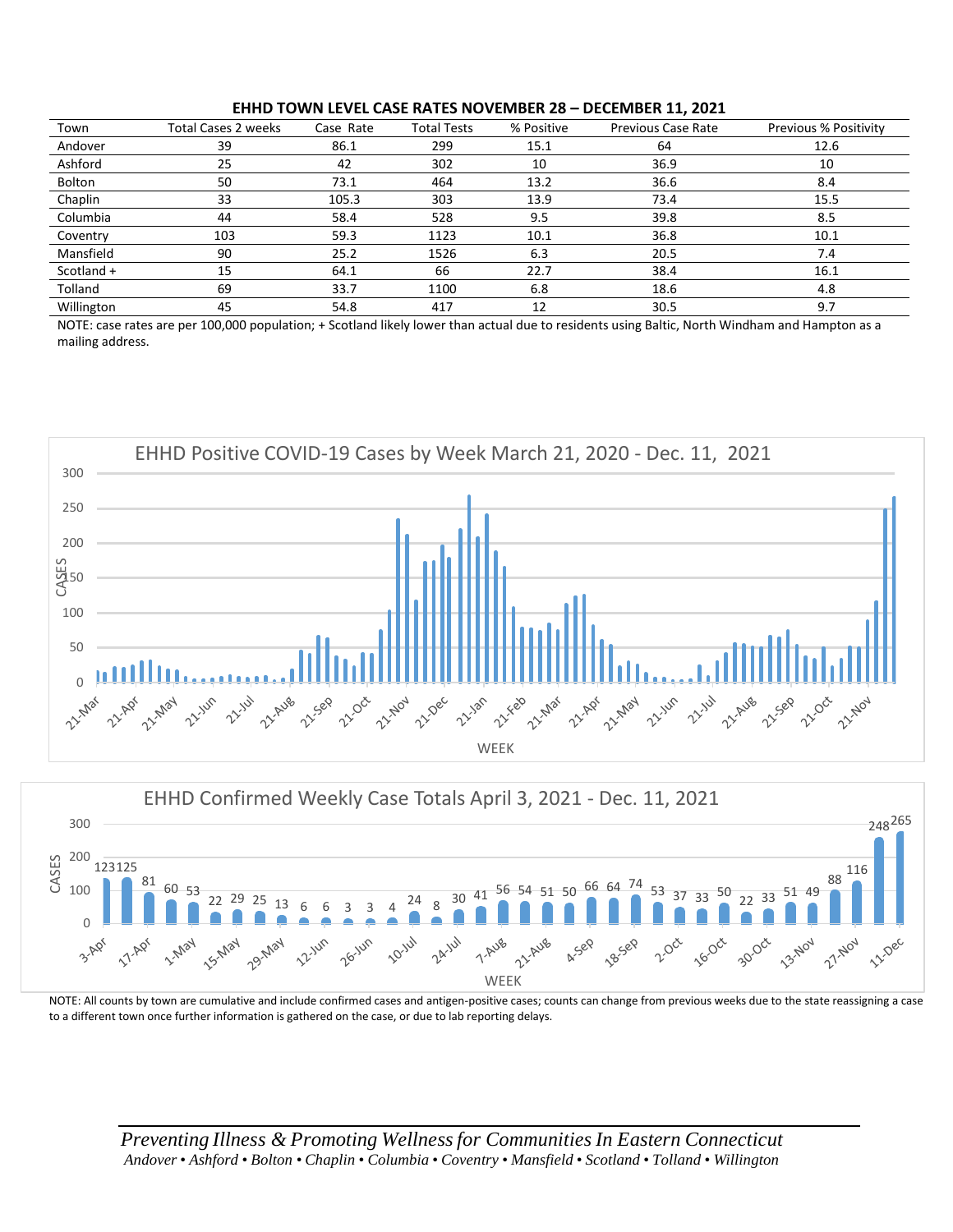## EHHD TOWN LEVEL CASE RATES NOVEMBER 28 – DECEMBER 11, 2021

| Town | Total Cases 2 weeks | Case Rate | Total Tests | % Positive | Previous Case Rate | Previous % Positivity |
|---|---|---|---|---|---|---|
| Andover | 39 | 86.1 | 299 | 15.1 | 64 | 12.6 |
| Ashford | 25 | 42 | 302 | 10 | 36.9 | 10 |
| Bolton | 50 | 73.1 | 464 | 13.2 | 36.6 | 8.4 |
| Chaplin | 33 | 105.3 | 303 | 13.9 | 73.4 | 15.5 |
| Columbia | 44 | 58.4 | 528 | 9.5 | 39.8 | 8.5 |
| Coventry | 103 | 59.3 | 1123 | 10.1 | 36.8 | 10.1 |
| Mansfield | 90 | 25.2 | 1526 | 6.3 | 20.5 | 7.4 |
| Scotland + | 15 | 64.1 | 66 | 22.7 | 38.4 | 16.1 |
| Tolland | 69 | 33.7 | 1100 | 6.8 | 18.6 | 4.8 |
| Willington | 45 | 54.8 | 417 | 12 | 30.5 | 9.7 |

NOTE: case rates are per 100,000 population; + Scotland likely lower than actual due to residents using Baltic, North Windham and Hampton as a mailing address.

EHHD Positive COVID-19 Cases by Week March 21, 2020 - Dec. 11, 2021

CASES

0
50
100
150
200
250
300

21-Mar 21-Apr 21-May 21-Jun 21-Jul 21-Aug 21-Sep 21-Oct 21-Nov 21-Dec 21-Jan 21-Feb 21-Mar 21-Apr 21-May 21-Jun 21-Jul 21-Aug 21-Sep 21-Oct 21-Nov

WEEK

EHHD Confirmed Weekly Case Totals April 3, 2021 - Dec. 11, 2021

CASES

0
100
200
300

123 125 81 60 53 22 29 25 13 6 6 3 3 4 24 8 30 41 56 54 51 50 66 64 74 53 37 33 50 22 33 51 49 88 116 248 265

3-Apr 17-Apr 1-May 15-May 29-May 12-Jun 26-Jun 10-Jul 24-Jul 7-Aug 21-Aug 4-Sep 18-Sep 2-Oct 16-Oct 30-Oct 13-Nov 27-Nov 11-Dec

WEEK

NOTE: All counts by town are cumulative and include confirmed cases and antigen-positive cases; counts can change from previous weeks due to the state reassigning a case to a different town once further information is gathered on the case, or due to lab reporting delays.

*Preventing Illness & Promoting Wellness for Communities In Eastern Connecticut*
*Andover • Ashford • Bolton • Chaplin • Columbia • Coventry • Mansfield • Scotland • Tolland • Willington*